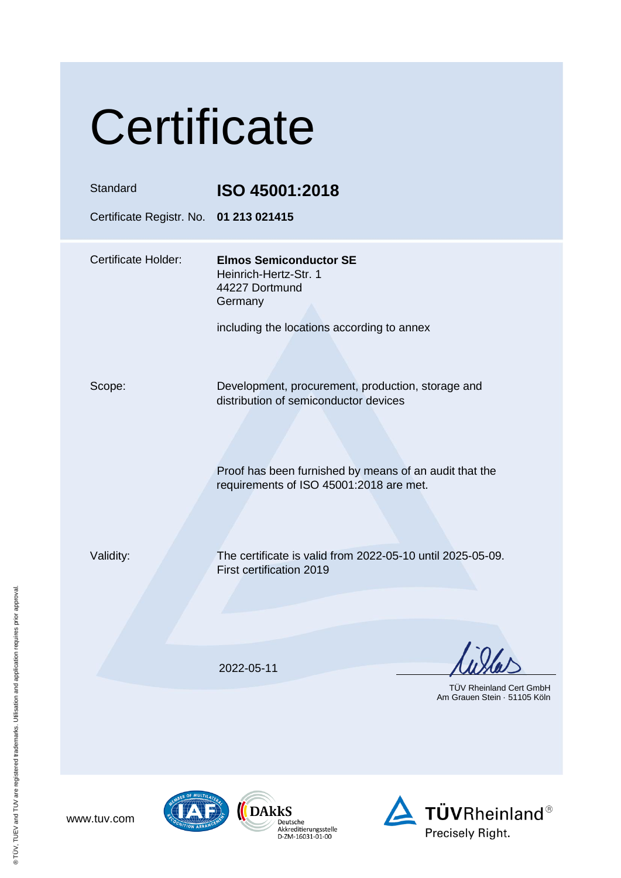# Certificate

| | |
|---|---|
| Standard | **ISO 45001:2018** |
| Certificate Registr. No. | **01 213 021415** |

| | |
|---|---|
| Certificate Holder: | **Elmos Semiconductor SE**<br>Heinrich-Hertz-Str. 1<br>44227 Dortmund<br>Germany<br><br>including the locations according to annex |
| Scope: | Development, procurement, production, storage and distribution of semiconductor devices |
| | Proof has been furnished by means of an audit that the requirements of ISO 45001:2018 are met. |
| Validity: | The certificate is valid from 2022-05-10 until 2025-05-09.<br>First certification 2019 |

2022-05-11

TÜV Rheinland Cert GmbH
Am Grauen Stein · 51105 Köln

www.tuv.com

DAkkS Deutsche Akkreditierungsstelle D-ZM-16031-01-00

TÜVRheinland® Precisely Right.

® TÜV, TUEV and TUV are registered trademarks. Utilisation and application requires prior approval.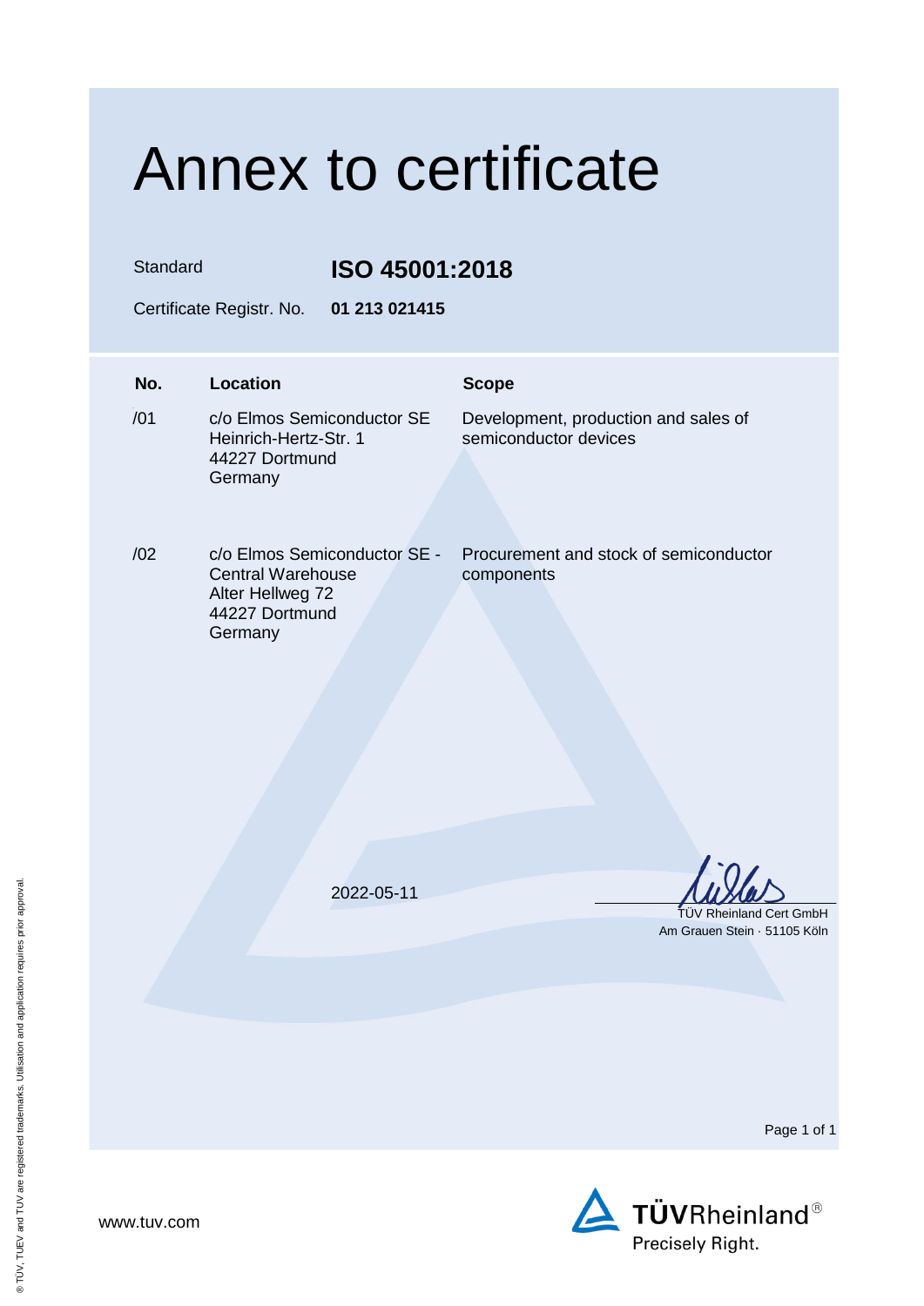# Annex to certificate

Standard **ISO 45001:2018**

Certificate Registr. No. **01 213 021415**

| No. | Location | Scope |
|---|---|---|
| /01 | c/o Elmos Semiconductor SE<br>Heinrich-Hertz-Str. 1<br>44227 Dortmund<br>Germany | Development, production and sales of semiconductor devices |
| /02 | c/o Elmos Semiconductor SE - Central Warehouse<br>Alter Hellweg 72<br>44227 Dortmund<br>Germany | Procurement and stock of semiconductor components |

2022-05-11

TÜV Rheinland Cert GmbH
Am Grauen Stein · 51105 Köln

www.tuv.com

TÜVRheinland®
Precisely Right.

® TÜV, TUEV and TUV are registered trademarks. Utilisation and application requires prior approval.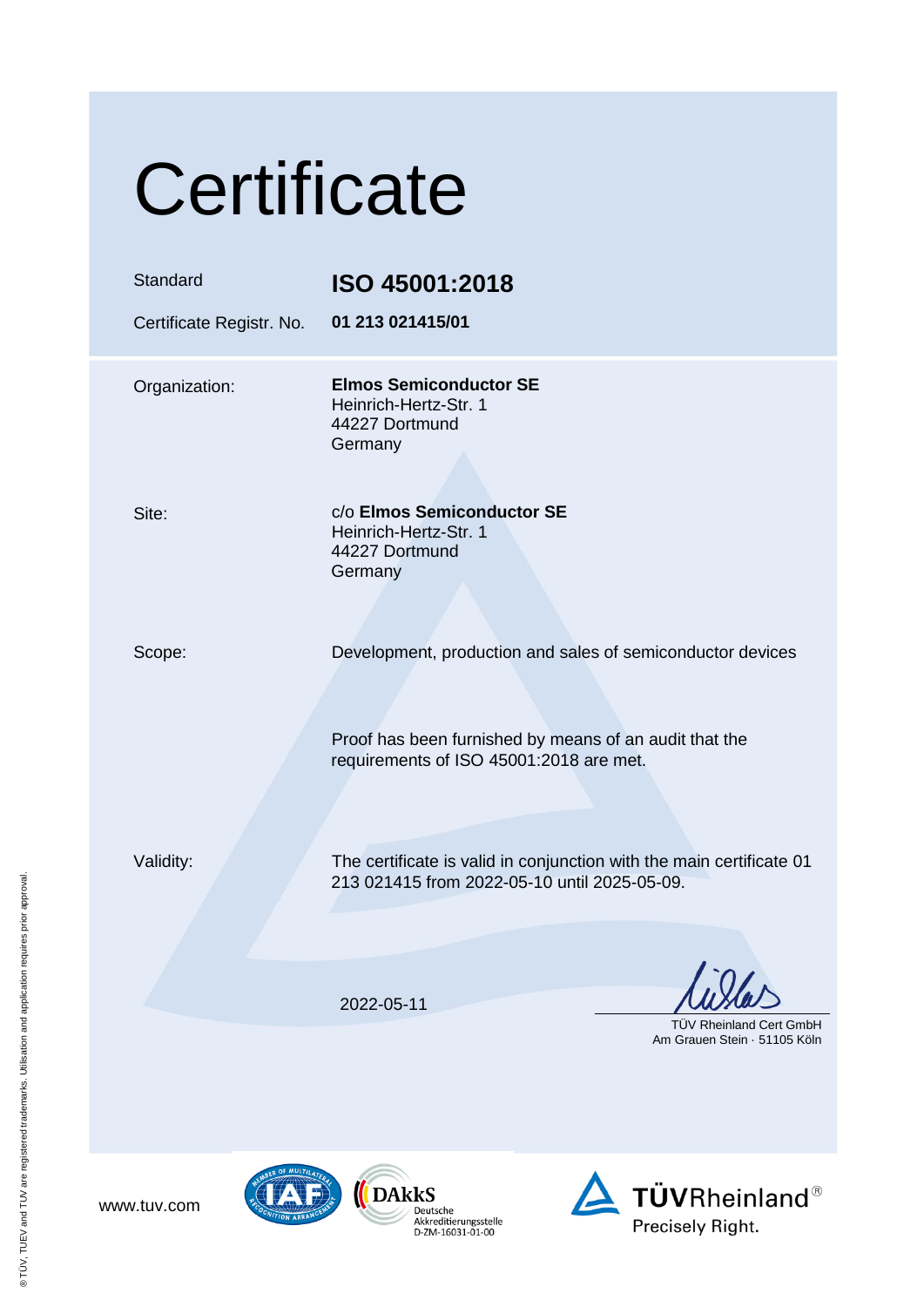# Certificate

| | |
|---|---|
| Standard | **ISO 45001:2018** |
| Certificate Registr. No. | **01 213 021415/01** |

Organization: **Elmos Semiconductor SE**
Heinrich-Hertz-Str. 1
44227 Dortmund
Germany

Site: c/o **Elmos Semiconductor SE**
Heinrich-Hertz-Str. 1
44227 Dortmund
Germany

Scope: Development, production and sales of semiconductor devices

Proof has been furnished by means of an audit that the requirements of ISO 45001:2018 are met.

Validity: The certificate is valid in conjunction with the main certificate 01 213 021415 from 2022-05-10 until 2025-05-09.

2022-05-11

TÜV Rheinland Cert GmbH
Am Grauen Stein · 51105 Köln

www.tuv.com

DAkkS Deutsche Akkreditierungsstelle D-ZM-16031-01-00

TÜVRheinland® Precisely Right.

® TÜV, TUEV and TUV are registered trademarks. Utilisation and application requires prior approval.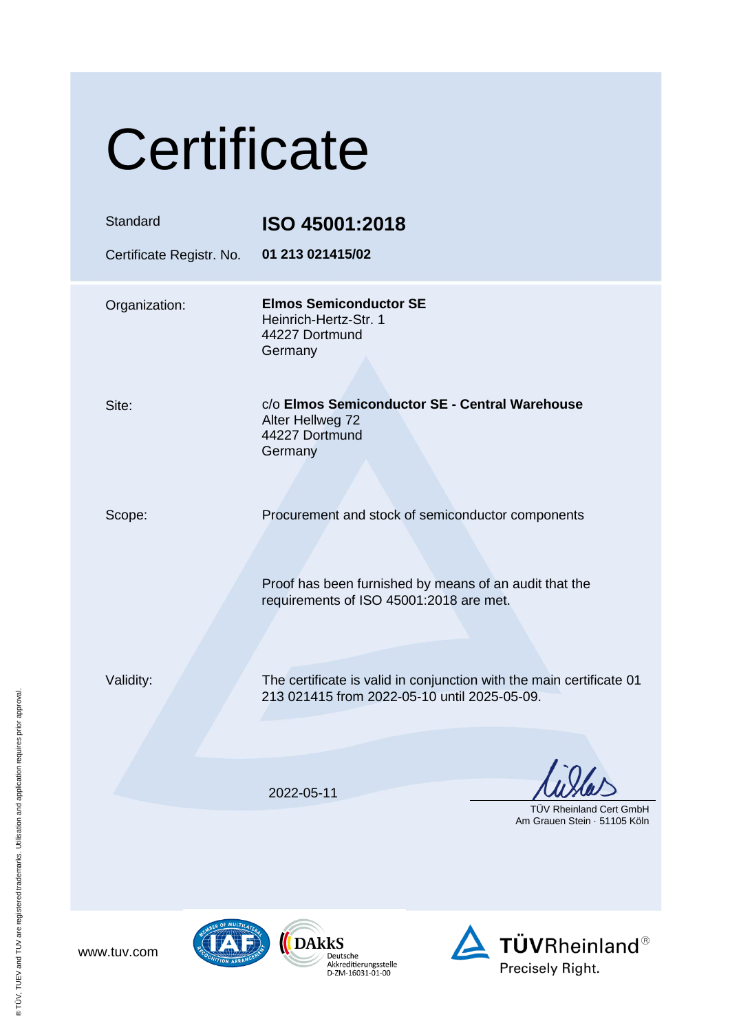# Certificate

| | |
|---|---|
| Standard | **ISO 45001:2018** |
| Certificate Registr. No. | **01 213 021415/02** |

Organization: **Elmos Semiconductor SE**
Heinrich-Hertz-Str. 1
44227 Dortmund
Germany

Site: c/o **Elmos Semiconductor SE - Central Warehouse**
Alter Hellweg 72
44227 Dortmund
Germany

Scope: Procurement and stock of semiconductor components

Proof has been furnished by means of an audit that the requirements of ISO 45001:2018 are met.

Validity: The certificate is valid in conjunction with the main certificate 01 213 021415 from 2022-05-10 until 2025-05-09.

2022-05-11

TÜV Rheinland Cert GmbH
Am Grauen Stein · 51105 Köln

www.tuv.com

DAkkS
Deutsche
Akkreditierungsstelle
D-ZM-16031-01-00

TÜVRheinland®
Precisely Right.

® TÜV, TUEV and TUV are registered trademarks. Utilisation and application requires prior approval.